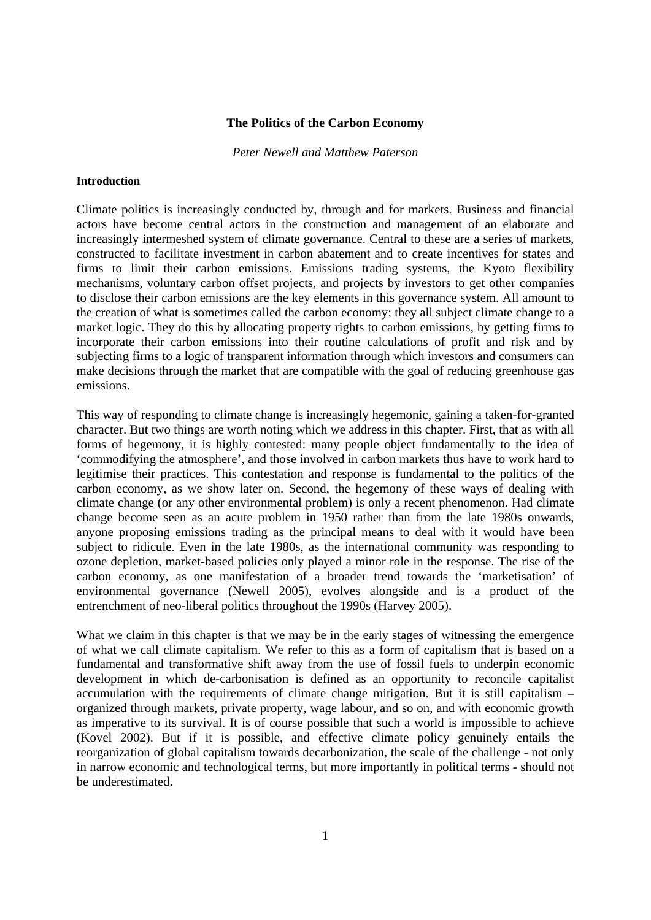# The Politics of the Carbon Economy

*Peter Newell and Matthew Paterson*

## Introduction

Climate politics is increasingly conducted by, through and for markets. Business and financial actors have become central actors in the construction and management of an elaborate and increasingly intermeshed system of climate governance. Central to these are a series of markets, constructed to facilitate investment in carbon abatement and to create incentives for states and firms to limit their carbon emissions. Emissions trading systems, the Kyoto flexibility mechanisms, voluntary carbon offset projects, and projects by investors to get other companies to disclose their carbon emissions are the key elements in this governance system. All amount to the creation of what is sometimes called the carbon economy; they all subject climate change to a market logic. They do this by allocating property rights to carbon emissions, by getting firms to incorporate their carbon emissions into their routine calculations of profit and risk and by subjecting firms to a logic of transparent information through which investors and consumers can make decisions through the market that are compatible with the goal of reducing greenhouse gas emissions.

This way of responding to climate change is increasingly hegemonic, gaining a taken-for-granted character. But two things are worth noting which we address in this chapter. First, that as with all forms of hegemony, it is highly contested: many people object fundamentally to the idea of 'commodifying the atmosphere', and those involved in carbon markets thus have to work hard to legitimise their practices. This contestation and response is fundamental to the politics of the carbon economy, as we show later on. Second, the hegemony of these ways of dealing with climate change (or any other environmental problem) is only a recent phenomenon. Had climate change become seen as an acute problem in 1950 rather than from the late 1980s onwards, anyone proposing emissions trading as the principal means to deal with it would have been subject to ridicule. Even in the late 1980s, as the international community was responding to ozone depletion, market-based policies only played a minor role in the response. The rise of the carbon economy, as one manifestation of a broader trend towards the 'marketisation' of environmental governance (Newell 2005), evolves alongside and is a product of the entrenchment of neo-liberal politics throughout the 1990s (Harvey 2005).

What we claim in this chapter is that we may be in the early stages of witnessing the emergence of what we call climate capitalism. We refer to this as a form of capitalism that is based on a fundamental and transformative shift away from the use of fossil fuels to underpin economic development in which de-carbonisation is defined as an opportunity to reconcile capitalist accumulation with the requirements of climate change mitigation. But it is still capitalism – organized through markets, private property, wage labour, and so on, and with economic growth as imperative to its survival. It is of course possible that such a world is impossible to achieve (Kovel 2002). But if it is possible, and effective climate policy genuinely entails the reorganization of global capitalism towards decarbonization, the scale of the challenge - not only in narrow economic and technological terms, but more importantly in political terms - should not be underestimated.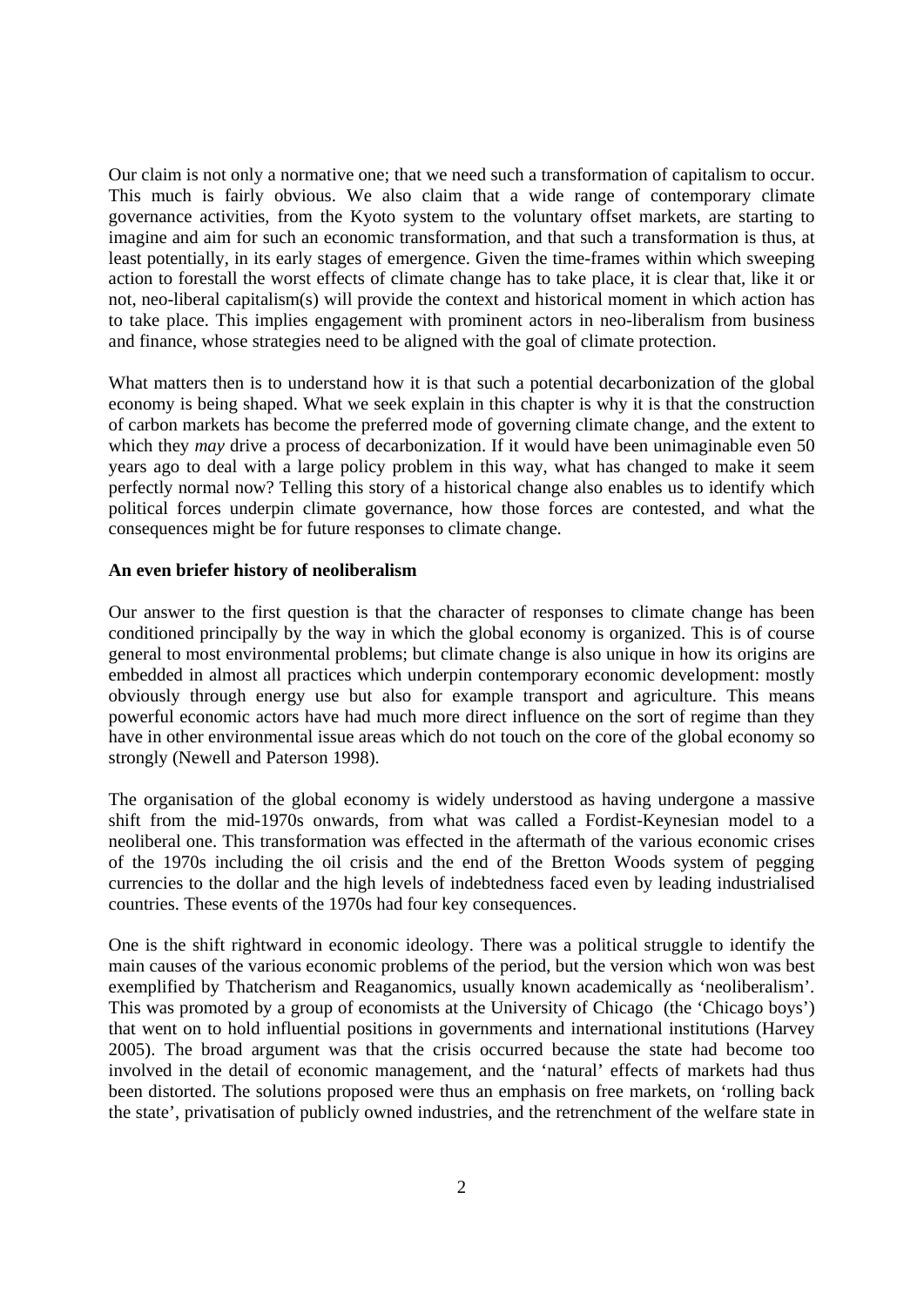Our claim is not only a normative one; that we need such a transformation of capitalism to occur. This much is fairly obvious. We also claim that a wide range of contemporary climate governance activities, from the Kyoto system to the voluntary offset markets, are starting to imagine and aim for such an economic transformation, and that such a transformation is thus, at least potentially, in its early stages of emergence. Given the time-frames within which sweeping action to forestall the worst effects of climate change has to take place, it is clear that, like it or not, neo-liberal capitalism(s) will provide the context and historical moment in which action has to take place. This implies engagement with prominent actors in neo-liberalism from business and finance, whose strategies need to be aligned with the goal of climate protection.

What matters then is to understand how it is that such a potential decarbonization of the global economy is being shaped. What we seek explain in this chapter is why it is that the construction of carbon markets has become the preferred mode of governing climate change, and the extent to which they *may* drive a process of decarbonization. If it would have been unimaginable even 50 years ago to deal with a large policy problem in this way, what has changed to make it seem perfectly normal now? Telling this story of a historical change also enables us to identify which political forces underpin climate governance, how those forces are contested, and what the consequences might be for future responses to climate change.

**An even briefer history of neoliberalism**

Our answer to the first question is that the character of responses to climate change has been conditioned principally by the way in which the global economy is organized. This is of course general to most environmental problems; but climate change is also unique in how its origins are embedded in almost all practices which underpin contemporary economic development: mostly obviously through energy use but also for example transport and agriculture. This means powerful economic actors have had much more direct influence on the sort of regime than they have in other environmental issue areas which do not touch on the core of the global economy so strongly (Newell and Paterson 1998).

The organisation of the global economy is widely understood as having undergone a massive shift from the mid-1970s onwards, from what was called a Fordist-Keynesian model to a neoliberal one. This transformation was effected in the aftermath of the various economic crises of the 1970s including the oil crisis and the end of the Bretton Woods system of pegging currencies to the dollar and the high levels of indebtedness faced even by leading industrialised countries. These events of the 1970s had four key consequences.

One is the shift rightward in economic ideology. There was a political struggle to identify the main causes of the various economic problems of the period, but the version which won was best exemplified by Thatcherism and Reaganomics, usually known academically as 'neoliberalism'. This was promoted by a group of economists at the University of Chicago (the 'Chicago boys') that went on to hold influential positions in governments and international institutions (Harvey 2005). The broad argument was that the crisis occurred because the state had become too involved in the detail of economic management, and the 'natural' effects of markets had thus been distorted. The solutions proposed were thus an emphasis on free markets, on 'rolling back the state', privatisation of publicly owned industries, and the retrenchment of the welfare state in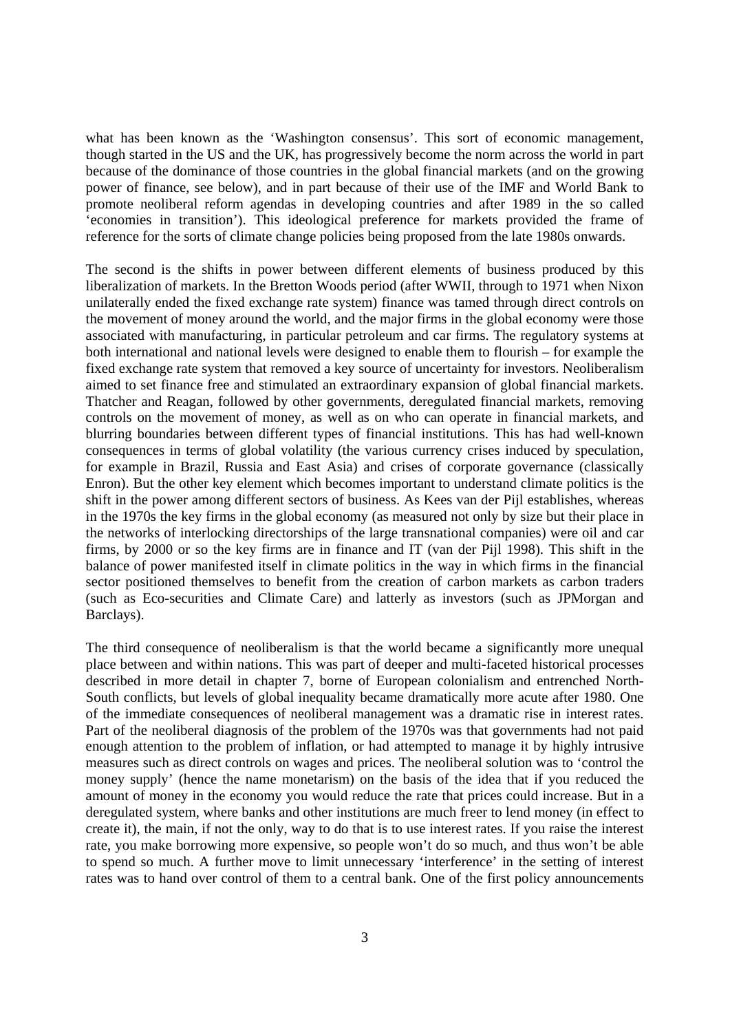what has been known as the 'Washington consensus'. This sort of economic management, though started in the US and the UK, has progressively become the norm across the world in part because of the dominance of those countries in the global financial markets (and on the growing power of finance, see below), and in part because of their use of the IMF and World Bank to promote neoliberal reform agendas in developing countries and after 1989 in the so called 'economies in transition'). This ideological preference for markets provided the frame of reference for the sorts of climate change policies being proposed from the late 1980s onwards.

The second is the shifts in power between different elements of business produced by this liberalization of markets. In the Bretton Woods period (after WWII, through to 1971 when Nixon unilaterally ended the fixed exchange rate system) finance was tamed through direct controls on the movement of money around the world, and the major firms in the global economy were those associated with manufacturing, in particular petroleum and car firms. The regulatory systems at both international and national levels were designed to enable them to flourish – for example the fixed exchange rate system that removed a key source of uncertainty for investors. Neoliberalism aimed to set finance free and stimulated an extraordinary expansion of global financial markets. Thatcher and Reagan, followed by other governments, deregulated financial markets, removing controls on the movement of money, as well as on who can operate in financial markets, and blurring boundaries between different types of financial institutions. This has had well-known consequences in terms of global volatility (the various currency crises induced by speculation, for example in Brazil, Russia and East Asia) and crises of corporate governance (classically Enron). But the other key element which becomes important to understand climate politics is the shift in the power among different sectors of business. As Kees van der Pijl establishes, whereas in the 1970s the key firms in the global economy (as measured not only by size but their place in the networks of interlocking directorships of the large transnational companies) were oil and car firms, by 2000 or so the key firms are in finance and IT (van der Pijl 1998). This shift in the balance of power manifested itself in climate politics in the way in which firms in the financial sector positioned themselves to benefit from the creation of carbon markets as carbon traders (such as Eco-securities and Climate Care) and latterly as investors (such as JPMorgan and Barclays).

The third consequence of neoliberalism is that the world became a significantly more unequal place between and within nations. This was part of deeper and multi-faceted historical processes described in more detail in chapter 7, borne of European colonialism and entrenched North-South conflicts, but levels of global inequality became dramatically more acute after 1980. One of the immediate consequences of neoliberal management was a dramatic rise in interest rates. Part of the neoliberal diagnosis of the problem of the 1970s was that governments had not paid enough attention to the problem of inflation, or had attempted to manage it by highly intrusive measures such as direct controls on wages and prices. The neoliberal solution was to 'control the money supply' (hence the name monetarism) on the basis of the idea that if you reduced the amount of money in the economy you would reduce the rate that prices could increase. But in a deregulated system, where banks and other institutions are much freer to lend money (in effect to create it), the main, if not the only, way to do that is to use interest rates. If you raise the interest rate, you make borrowing more expensive, so people won't do so much, and thus won't be able to spend so much. A further move to limit unnecessary 'interference' in the setting of interest rates was to hand over control of them to a central bank. One of the first policy announcements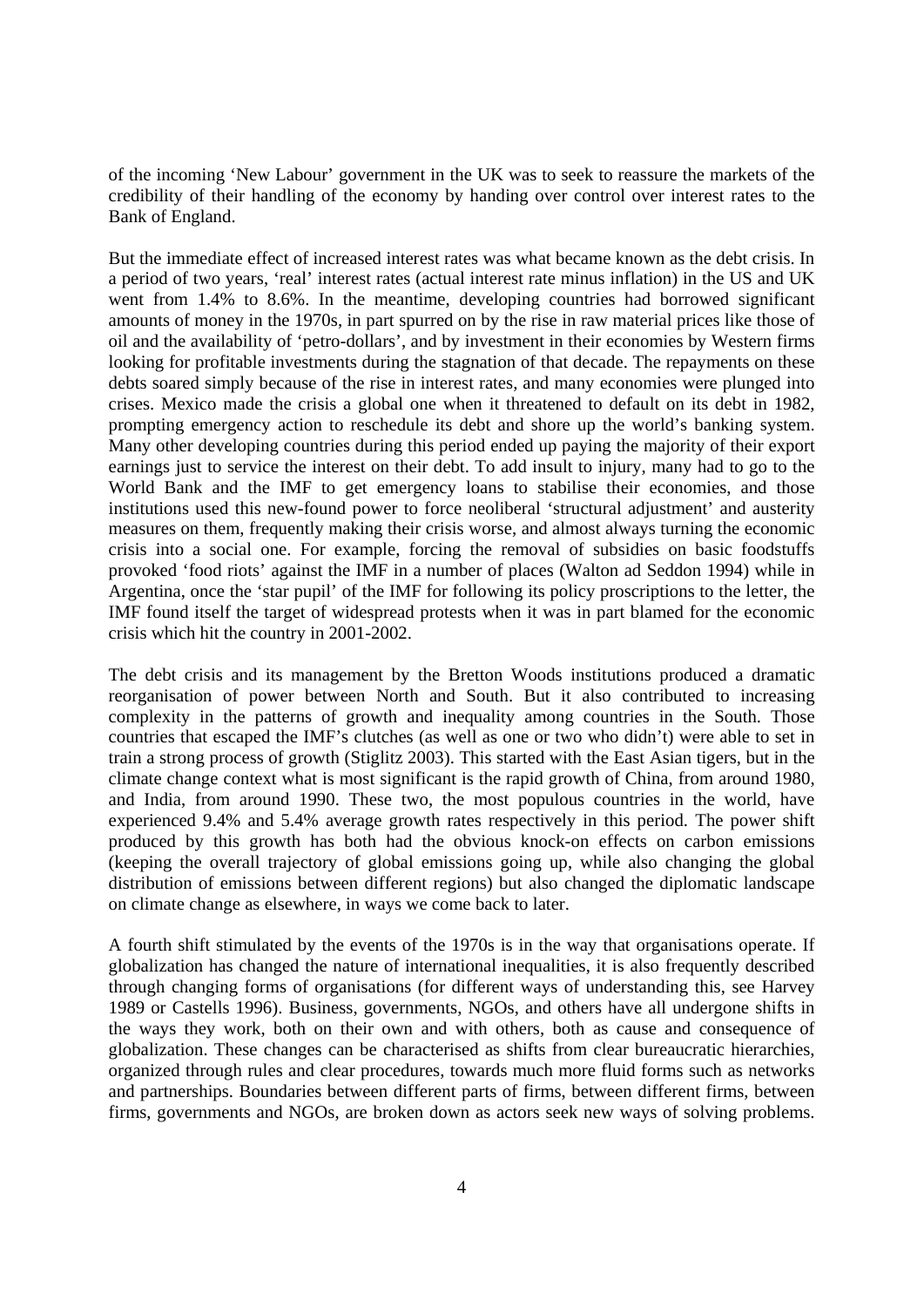of the incoming 'New Labour' government in the UK was to seek to reassure the markets of the credibility of their handling of the economy by handing over control over interest rates to the Bank of England.

But the immediate effect of increased interest rates was what became known as the debt crisis. In a period of two years, 'real' interest rates (actual interest rate minus inflation) in the US and UK went from 1.4% to 8.6%. In the meantime, developing countries had borrowed significant amounts of money in the 1970s, in part spurred on by the rise in raw material prices like those of oil and the availability of 'petro-dollars', and by investment in their economies by Western firms looking for profitable investments during the stagnation of that decade. The repayments on these debts soared simply because of the rise in interest rates, and many economies were plunged into crises. Mexico made the crisis a global one when it threatened to default on its debt in 1982, prompting emergency action to reschedule its debt and shore up the world's banking system. Many other developing countries during this period ended up paying the majority of their export earnings just to service the interest on their debt. To add insult to injury, many had to go to the World Bank and the IMF to get emergency loans to stabilise their economies, and those institutions used this new-found power to force neoliberal 'structural adjustment' and austerity measures on them, frequently making their crisis worse, and almost always turning the economic crisis into a social one. For example, forcing the removal of subsidies on basic foodstuffs provoked 'food riots' against the IMF in a number of places (Walton ad Seddon 1994) while in Argentina, once the 'star pupil' of the IMF for following its policy proscriptions to the letter, the IMF found itself the target of widespread protests when it was in part blamed for the economic crisis which hit the country in 2001-2002.

The debt crisis and its management by the Bretton Woods institutions produced a dramatic reorganisation of power between North and South. But it also contributed to increasing complexity in the patterns of growth and inequality among countries in the South. Those countries that escaped the IMF's clutches (as well as one or two who didn't) were able to set in train a strong process of growth (Stiglitz 2003). This started with the East Asian tigers, but in the climate change context what is most significant is the rapid growth of China, from around 1980, and India, from around 1990. These two, the most populous countries in the world, have experienced 9.4% and 5.4% average growth rates respectively in this period. The power shift produced by this growth has both had the obvious knock-on effects on carbon emissions (keeping the overall trajectory of global emissions going up, while also changing the global distribution of emissions between different regions) but also changed the diplomatic landscape on climate change as elsewhere, in ways we come back to later.

A fourth shift stimulated by the events of the 1970s is in the way that organisations operate. If globalization has changed the nature of international inequalities, it is also frequently described through changing forms of organisations (for different ways of understanding this, see Harvey 1989 or Castells 1996). Business, governments, NGOs, and others have all undergone shifts in the ways they work, both on their own and with others, both as cause and consequence of globalization. These changes can be characterised as shifts from clear bureaucratic hierarchies, organized through rules and clear procedures, towards much more fluid forms such as networks and partnerships. Boundaries between different parts of firms, between different firms, between firms, governments and NGOs, are broken down as actors seek new ways of solving problems.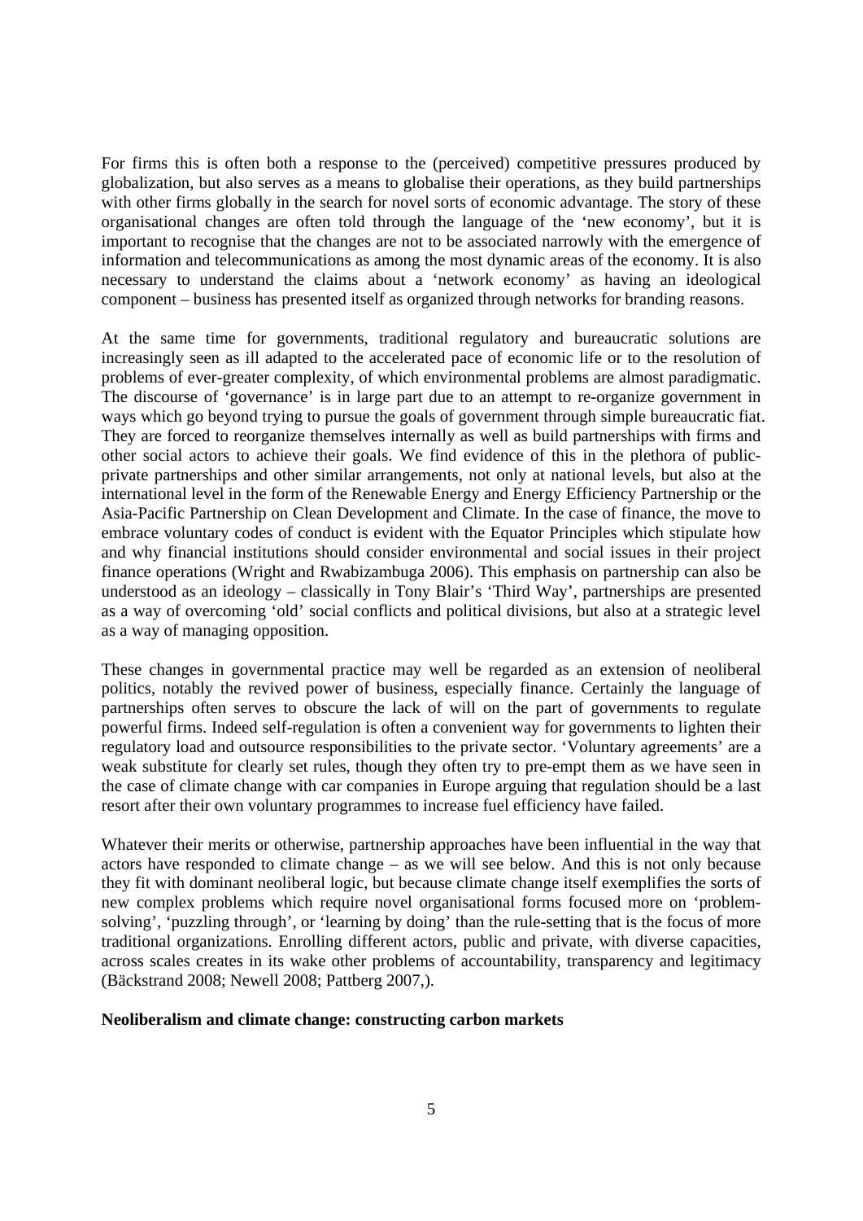For firms this is often both a response to the (perceived) competitive pressures produced by globalization, but also serves as a means to globalise their operations, as they build partnerships with other firms globally in the search for novel sorts of economic advantage. The story of these organisational changes are often told through the language of the 'new economy', but it is important to recognise that the changes are not to be associated narrowly with the emergence of information and telecommunications as among the most dynamic areas of the economy. It is also necessary to understand the claims about a 'network economy' as having an ideological component – business has presented itself as organized through networks for branding reasons.

At the same time for governments, traditional regulatory and bureaucratic solutions are increasingly seen as ill adapted to the accelerated pace of economic life or to the resolution of problems of ever-greater complexity, of which environmental problems are almost paradigmatic. The discourse of 'governance' is in large part due to an attempt to re-organize government in ways which go beyond trying to pursue the goals of government through simple bureaucratic fiat. They are forced to reorganize themselves internally as well as build partnerships with firms and other social actors to achieve their goals. We find evidence of this in the plethora of public-private partnerships and other similar arrangements, not only at national levels, but also at the international level in the form of the Renewable Energy and Energy Efficiency Partnership or the Asia-Pacific Partnership on Clean Development and Climate. In the case of finance, the move to embrace voluntary codes of conduct is evident with the Equator Principles which stipulate how and why financial institutions should consider environmental and social issues in their project finance operations (Wright and Rwabizambuga 2006). This emphasis on partnership can also be understood as an ideology – classically in Tony Blair's 'Third Way', partnerships are presented as a way of overcoming 'old' social conflicts and political divisions, but also at a strategic level as a way of managing opposition.

These changes in governmental practice may well be regarded as an extension of neoliberal politics, notably the revived power of business, especially finance. Certainly the language of partnerships often serves to obscure the lack of will on the part of governments to regulate powerful firms. Indeed self-regulation is often a convenient way for governments to lighten their regulatory load and outsource responsibilities to the private sector. 'Voluntary agreements' are a weak substitute for clearly set rules, though they often try to pre-empt them as we have seen in the case of climate change with car companies in Europe arguing that regulation should be a last resort after their own voluntary programmes to increase fuel efficiency have failed.

Whatever their merits or otherwise, partnership approaches have been influential in the way that actors have responded to climate change – as we will see below. And this is not only because they fit with dominant neoliberal logic, but because climate change itself exemplifies the sorts of new complex problems which require novel organisational forms focused more on 'problem-solving', 'puzzling through', or 'learning by doing' than the rule-setting that is the focus of more traditional organizations. Enrolling different actors, public and private, with diverse capacities, across scales creates in its wake other problems of accountability, transparency and legitimacy (Bäckstrand 2008; Newell 2008; Pattberg 2007,).

**Neoliberalism and climate change: constructing carbon markets**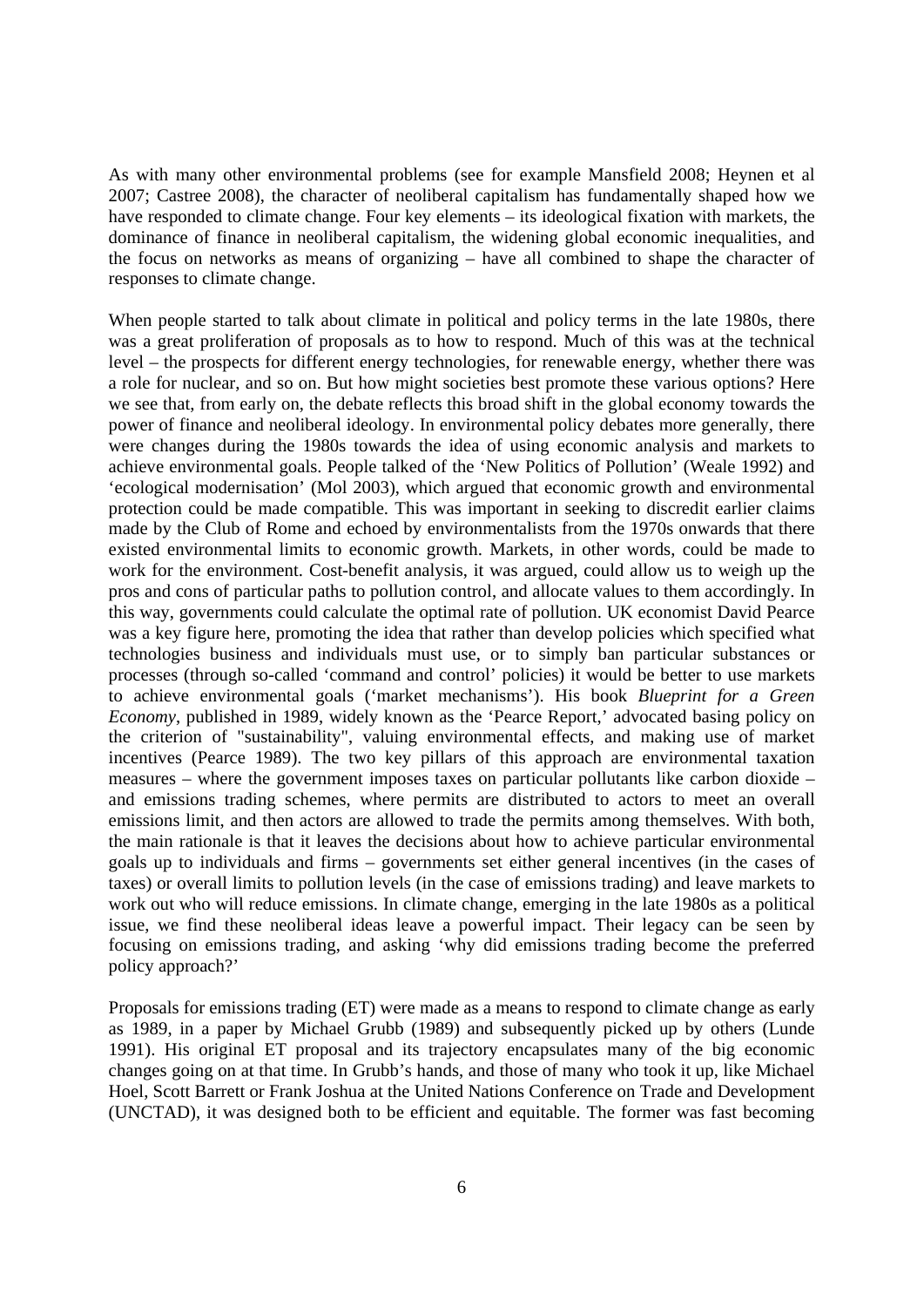As with many other environmental problems (see for example Mansfield 2008; Heynen et al 2007; Castree 2008), the character of neoliberal capitalism has fundamentally shaped how we have responded to climate change. Four key elements – its ideological fixation with markets, the dominance of finance in neoliberal capitalism, the widening global economic inequalities, and the focus on networks as means of organizing – have all combined to shape the character of responses to climate change.

When people started to talk about climate in political and policy terms in the late 1980s, there was a great proliferation of proposals as to how to respond. Much of this was at the technical level – the prospects for different energy technologies, for renewable energy, whether there was a role for nuclear, and so on. But how might societies best promote these various options? Here we see that, from early on, the debate reflects this broad shift in the global economy towards the power of finance and neoliberal ideology. In environmental policy debates more generally, there were changes during the 1980s towards the idea of using economic analysis and markets to achieve environmental goals. People talked of the 'New Politics of Pollution' (Weale 1992) and 'ecological modernisation' (Mol 2003), which argued that economic growth and environmental protection could be made compatible. This was important in seeking to discredit earlier claims made by the Club of Rome and echoed by environmentalists from the 1970s onwards that there existed environmental limits to economic growth. Markets, in other words, could be made to work for the environment. Cost-benefit analysis, it was argued, could allow us to weigh up the pros and cons of particular paths to pollution control, and allocate values to them accordingly. In this way, governments could calculate the optimal rate of pollution. UK economist David Pearce was a key figure here, promoting the idea that rather than develop policies which specified what technologies business and individuals must use, or to simply ban particular substances or processes (through so-called 'command and control' policies) it would be better to use markets to achieve environmental goals ('market mechanisms'). His book *Blueprint for a Green Economy*, published in 1989, widely known as the 'Pearce Report,' advocated basing policy on the criterion of "sustainability", valuing environmental effects, and making use of market incentives (Pearce 1989). The two key pillars of this approach are environmental taxation measures – where the government imposes taxes on particular pollutants like carbon dioxide – and emissions trading schemes, where permits are distributed to actors to meet an overall emissions limit, and then actors are allowed to trade the permits among themselves. With both, the main rationale is that it leaves the decisions about how to achieve particular environmental goals up to individuals and firms – governments set either general incentives (in the cases of taxes) or overall limits to pollution levels (in the case of emissions trading) and leave markets to work out who will reduce emissions. In climate change, emerging in the late 1980s as a political issue, we find these neoliberal ideas leave a powerful impact. Their legacy can be seen by focusing on emissions trading, and asking 'why did emissions trading become the preferred policy approach?'

Proposals for emissions trading (ET) were made as a means to respond to climate change as early as 1989, in a paper by Michael Grubb (1989) and subsequently picked up by others (Lunde 1991). His original ET proposal and its trajectory encapsulates many of the big economic changes going on at that time. In Grubb's hands, and those of many who took it up, like Michael Hoel, Scott Barrett or Frank Joshua at the United Nations Conference on Trade and Development (UNCTAD), it was designed both to be efficient and equitable. The former was fast becoming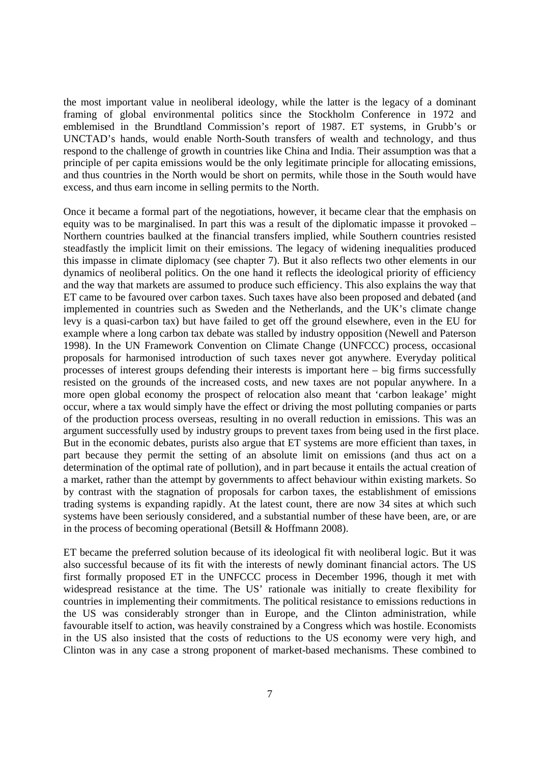the most important value in neoliberal ideology, while the latter is the legacy of a dominant framing of global environmental politics since the Stockholm Conference in 1972 and emblemised in the Brundtland Commission's report of 1987. ET systems, in Grubb's or UNCTAD's hands, would enable North-South transfers of wealth and technology, and thus respond to the challenge of growth in countries like China and India. Their assumption was that a principle of per capita emissions would be the only legitimate principle for allocating emissions, and thus countries in the North would be short on permits, while those in the South would have excess, and thus earn income in selling permits to the North.

Once it became a formal part of the negotiations, however, it became clear that the emphasis on equity was to be marginalised. In part this was a result of the diplomatic impasse it provoked – Northern countries baulked at the financial transfers implied, while Southern countries resisted steadfastly the implicit limit on their emissions. The legacy of widening inequalities produced this impasse in climate diplomacy (see chapter 7). But it also reflects two other elements in our dynamics of neoliberal politics. On the one hand it reflects the ideological priority of efficiency and the way that markets are assumed to produce such efficiency. This also explains the way that ET came to be favoured over carbon taxes. Such taxes have also been proposed and debated (and implemented in countries such as Sweden and the Netherlands, and the UK's climate change levy is a quasi-carbon tax) but have failed to get off the ground elsewhere, even in the EU for example where a long carbon tax debate was stalled by industry opposition (Newell and Paterson 1998). In the UN Framework Convention on Climate Change (UNFCCC) process, occasional proposals for harmonised introduction of such taxes never got anywhere. Everyday political processes of interest groups defending their interests is important here – big firms successfully resisted on the grounds of the increased costs, and new taxes are not popular anywhere. In a more open global economy the prospect of relocation also meant that 'carbon leakage' might occur, where a tax would simply have the effect or driving the most polluting companies or parts of the production process overseas, resulting in no overall reduction in emissions. This was an argument successfully used by industry groups to prevent taxes from being used in the first place. But in the economic debates, purists also argue that ET systems are more efficient than taxes, in part because they permit the setting of an absolute limit on emissions (and thus act on a determination of the optimal rate of pollution), and in part because it entails the actual creation of a market, rather than the attempt by governments to affect behaviour within existing markets. So by contrast with the stagnation of proposals for carbon taxes, the establishment of emissions trading systems is expanding rapidly. At the latest count, there are now 34 sites at which such systems have been seriously considered, and a substantial number of these have been, are, or are in the process of becoming operational (Betsill & Hoffmann 2008).

ET became the preferred solution because of its ideological fit with neoliberal logic. But it was also successful because of its fit with the interests of newly dominant financial actors. The US first formally proposed ET in the UNFCCC process in December 1996, though it met with widespread resistance at the time. The US' rationale was initially to create flexibility for countries in implementing their commitments. The political resistance to emissions reductions in the US was considerably stronger than in Europe, and the Clinton administration, while favourable itself to action, was heavily constrained by a Congress which was hostile. Economists in the US also insisted that the costs of reductions to the US economy were very high, and Clinton was in any case a strong proponent of market-based mechanisms. These combined to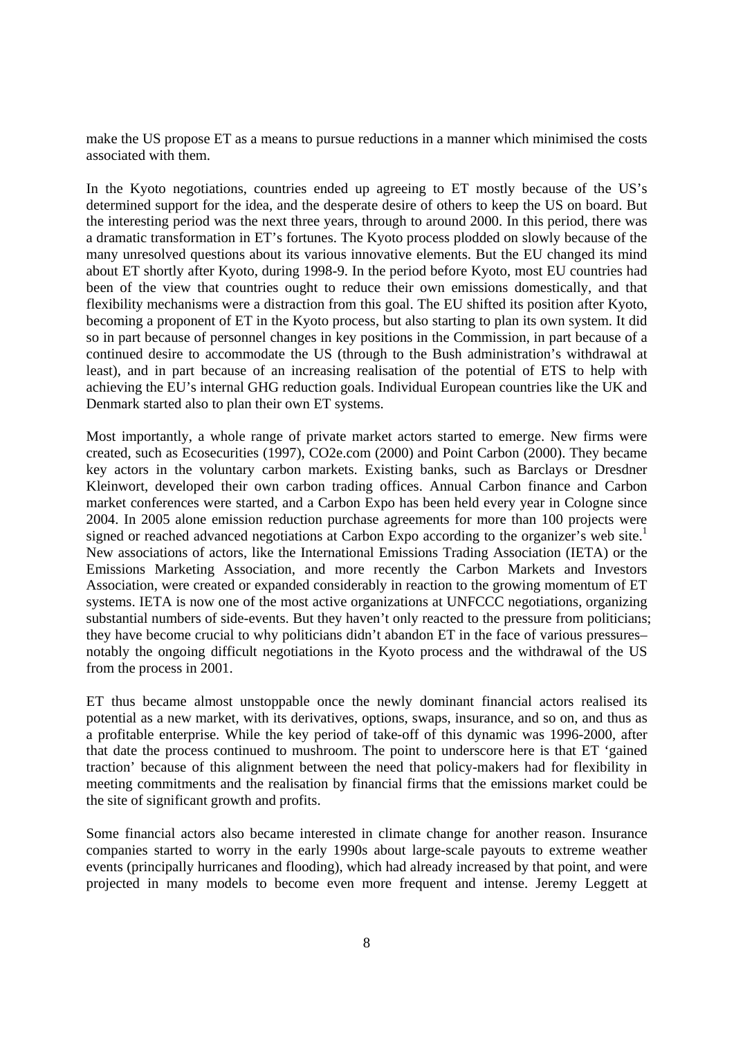make the US propose ET as a means to pursue reductions in a manner which minimised the costs associated with them.

In the Kyoto negotiations, countries ended up agreeing to ET mostly because of the US's determined support for the idea, and the desperate desire of others to keep the US on board. But the interesting period was the next three years, through to around 2000. In this period, there was a dramatic transformation in ET's fortunes. The Kyoto process plodded on slowly because of the many unresolved questions about its various innovative elements. But the EU changed its mind about ET shortly after Kyoto, during 1998-9. In the period before Kyoto, most EU countries had been of the view that countries ought to reduce their own emissions domestically, and that flexibility mechanisms were a distraction from this goal. The EU shifted its position after Kyoto, becoming a proponent of ET in the Kyoto process, but also starting to plan its own system. It did so in part because of personnel changes in key positions in the Commission, in part because of a continued desire to accommodate the US (through to the Bush administration's withdrawal at least), and in part because of an increasing realisation of the potential of ETS to help with achieving the EU's internal GHG reduction goals. Individual European countries like the UK and Denmark started also to plan their own ET systems.

Most importantly, a whole range of private market actors started to emerge. New firms were created, such as Ecosecurities (1997), CO2e.com (2000) and Point Carbon (2000). They became key actors in the voluntary carbon markets. Existing banks, such as Barclays or Dresdner Kleinwort, developed their own carbon trading offices. Annual Carbon finance and Carbon market conferences were started, and a Carbon Expo has been held every year in Cologne since 2004. In 2005 alone emission reduction purchase agreements for more than 100 projects were signed or reached advanced negotiations at Carbon Expo according to the organizer's web site.[1] New associations of actors, like the International Emissions Trading Association (IETA) or the Emissions Marketing Association, and more recently the Carbon Markets and Investors Association, were created or expanded considerably in reaction to the growing momentum of ET systems. IETA is now one of the most active organizations at UNFCCC negotiations, organizing substantial numbers of side-events. But they haven't only reacted to the pressure from politicians; they have become crucial to why politicians didn't abandon ET in the face of various pressures– notably the ongoing difficult negotiations in the Kyoto process and the withdrawal of the US from the process in 2001.

ET thus became almost unstoppable once the newly dominant financial actors realised its potential as a new market, with its derivatives, options, swaps, insurance, and so on, and thus as a profitable enterprise. While the key period of take-off of this dynamic was 1996-2000, after that date the process continued to mushroom. The point to underscore here is that ET 'gained traction' because of this alignment between the need that policy-makers had for flexibility in meeting commitments and the realisation by financial firms that the emissions market could be the site of significant growth and profits.

Some financial actors also became interested in climate change for another reason. Insurance companies started to worry in the early 1990s about large-scale payouts to extreme weather events (principally hurricanes and flooding), which had already increased by that point, and were projected in many models to become even more frequent and intense. Jeremy Leggett at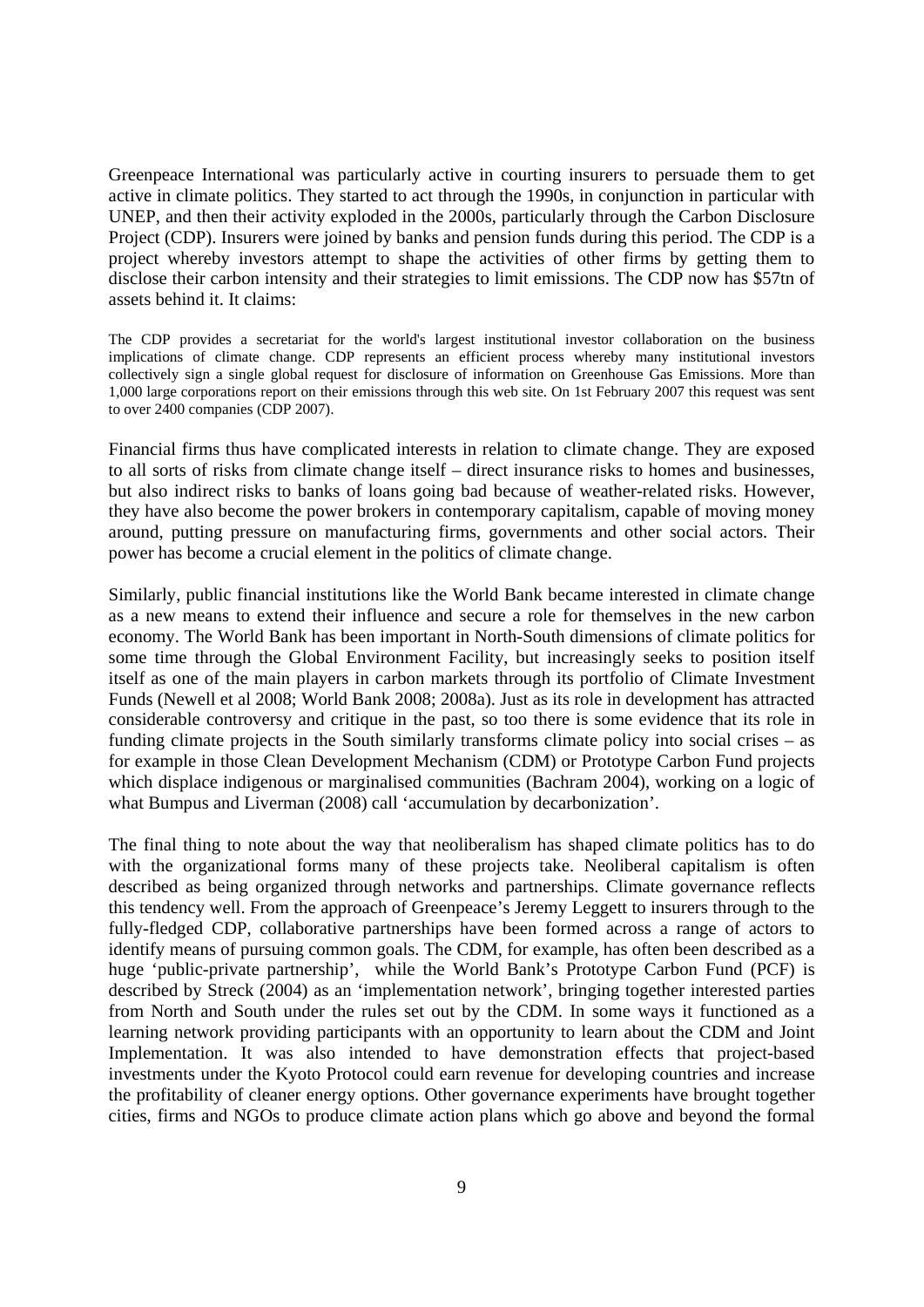Greenpeace International was particularly active in courting insurers to persuade them to get active in climate politics. They started to act through the 1990s, in conjunction in particular with UNEP, and then their activity exploded in the 2000s, particularly through the Carbon Disclosure Project (CDP). Insurers were joined by banks and pension funds during this period. The CDP is a project whereby investors attempt to shape the activities of other firms by getting them to disclose their carbon intensity and their strategies to limit emissions. The CDP now has $57tn of assets behind it. It claims:

> The CDP provides a secretariat for the world's largest institutional investor collaboration on the business implications of climate change. CDP represents an efficient process whereby many institutional investors collectively sign a single global request for disclosure of information on Greenhouse Gas Emissions. More than 1,000 large corporations report on their emissions through this web site. On 1st February 2007 this request was sent to over 2400 companies (CDP 2007).

Financial firms thus have complicated interests in relation to climate change. They are exposed to all sorts of risks from climate change itself – direct insurance risks to homes and businesses, but also indirect risks to banks of loans going bad because of weather-related risks. However, they have also become the power brokers in contemporary capitalism, capable of moving money around, putting pressure on manufacturing firms, governments and other social actors. Their power has become a crucial element in the politics of climate change.

Similarly, public financial institutions like the World Bank became interested in climate change as a new means to extend their influence and secure a role for themselves in the new carbon economy. The World Bank has been important in North-South dimensions of climate politics for some time through the Global Environment Facility, but increasingly seeks to position itself itself as one of the main players in carbon markets through its portfolio of Climate Investment Funds (Newell et al 2008; World Bank 2008; 2008a). Just as its role in development has attracted considerable controversy and critique in the past, so too there is some evidence that its role in funding climate projects in the South similarly transforms climate policy into social crises – as for example in those Clean Development Mechanism (CDM) or Prototype Carbon Fund projects which displace indigenous or marginalised communities (Bachram 2004), working on a logic of what Bumpus and Liverman (2008) call 'accumulation by decarbonization'.

The final thing to note about the way that neoliberalism has shaped climate politics has to do with the organizational forms many of these projects take. Neoliberal capitalism is often described as being organized through networks and partnerships. Climate governance reflects this tendency well. From the approach of Greenpeace's Jeremy Leggett to insurers through to the fully-fledged CDP, collaborative partnerships have been formed across a range of actors to identify means of pursuing common goals. The CDM, for example, has often been described as a huge 'public-private partnership', while the World Bank's Prototype Carbon Fund (PCF) is described by Streck (2004) as an 'implementation network', bringing together interested parties from North and South under the rules set out by the CDM. In some ways it functioned as a learning network providing participants with an opportunity to learn about the CDM and Joint Implementation. It was also intended to have demonstration effects that project-based investments under the Kyoto Protocol could earn revenue for developing countries and increase the profitability of cleaner energy options. Other governance experiments have brought together cities, firms and NGOs to produce climate action plans which go above and beyond the formal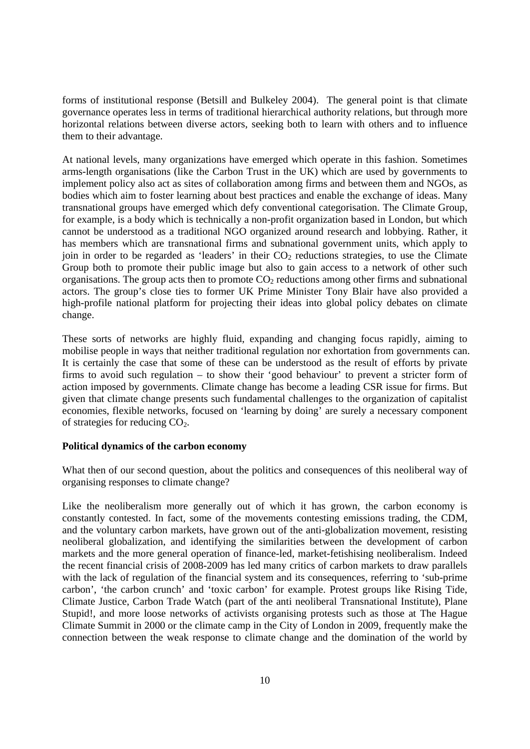forms of institutional response (Betsill and Bulkeley 2004). The general point is that climate governance operates less in terms of traditional hierarchical authority relations, but through more horizontal relations between diverse actors, seeking both to learn with others and to influence them to their advantage.

At national levels, many organizations have emerged which operate in this fashion. Sometimes arms-length organisations (like the Carbon Trust in the UK) which are used by governments to implement policy also act as sites of collaboration among firms and between them and NGOs, as bodies which aim to foster learning about best practices and enable the exchange of ideas. Many transnational groups have emerged which defy conventional categorisation. The Climate Group, for example, is a body which is technically a non-profit organization based in London, but which cannot be understood as a traditional NGO organized around research and lobbying. Rather, it has members which are transnational firms and subnational government units, which apply to join in order to be regarded as 'leaders' in their $CO_2$ reductions strategies, to use the Climate Group both to promote their public image but also to gain access to a network of other such organisations. The group acts then to promote $CO_2$ reductions among other firms and subnational actors. The group's close ties to former UK Prime Minister Tony Blair have also provided a high-profile national platform for projecting their ideas into global policy debates on climate change.

These sorts of networks are highly fluid, expanding and changing focus rapidly, aiming to mobilise people in ways that neither traditional regulation nor exhortation from governments can. It is certainly the case that some of these can be understood as the result of efforts by private firms to avoid such regulation – to show their 'good behaviour' to prevent a stricter form of action imposed by governments. Climate change has become a leading CSR issue for firms. But given that climate change presents such fundamental challenges to the organization of capitalist economies, flexible networks, focused on 'learning by doing' are surely a necessary component of strategies for reducing $CO_2$.

**Political dynamics of the carbon economy**

What then of our second question, about the politics and consequences of this neoliberal way of organising responses to climate change?

Like the neoliberalism more generally out of which it has grown, the carbon economy is constantly contested. In fact, some of the movements contesting emissions trading, the CDM, and the voluntary carbon markets, have grown out of the anti-globalization movement, resisting neoliberal globalization, and identifying the similarities between the development of carbon markets and the more general operation of finance-led, market-fetishising neoliberalism. Indeed the recent financial crisis of 2008-2009 has led many critics of carbon markets to draw parallels with the lack of regulation of the financial system and its consequences, referring to 'sub-prime carbon', 'the carbon crunch' and 'toxic carbon' for example. Protest groups like Rising Tide, Climate Justice, Carbon Trade Watch (part of the anti neoliberal Transnational Institute), Plane Stupid!, and more loose networks of activists organising protests such as those at The Hague Climate Summit in 2000 or the climate camp in the City of London in 2009, frequently make the connection between the weak response to climate change and the domination of the world by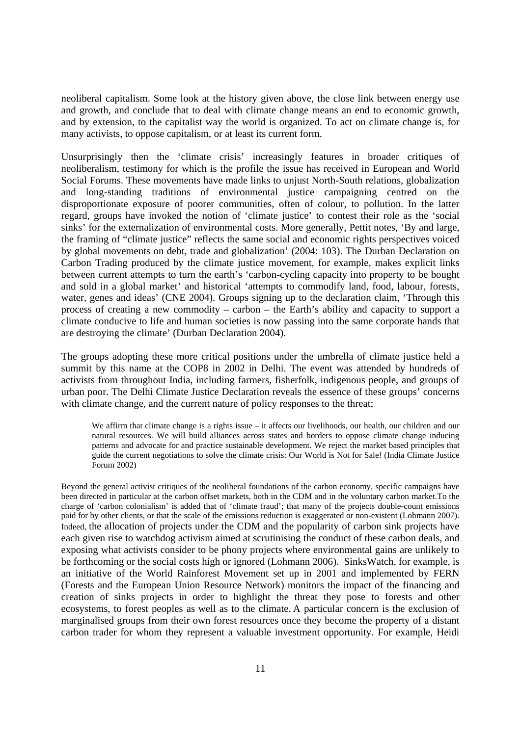neoliberal capitalism. Some look at the history given above, the close link between energy use and growth, and conclude that to deal with climate change means an end to economic growth, and by extension, to the capitalist way the world is organized. To act on climate change is, for many activists, to oppose capitalism, or at least its current form.

Unsurprisingly then the 'climate crisis' increasingly features in broader critiques of neoliberalism, testimony for which is the profile the issue has received in European and World Social Forums. These movements have made links to unjust North-South relations, globalization and long-standing traditions of environmental justice campaigning centred on the disproportionate exposure of poorer communities, often of colour, to pollution. In the latter regard, groups have invoked the notion of 'climate justice' to contest their role as the 'social sinks' for the externalization of environmental costs. More generally, Pettit notes, 'By and large, the framing of "climate justice" reflects the same social and economic rights perspectives voiced by global movements on debt, trade and globalization' (2004: 103). The Durban Declaration on Carbon Trading produced by the climate justice movement, for example, makes explicit links between current attempts to turn the earth's 'carbon-cycling capacity into property to be bought and sold in a global market' and historical 'attempts to commodify land, food, labour, forests, water, genes and ideas' (CNE 2004). Groups signing up to the declaration claim, 'Through this process of creating a new commodity – carbon – the Earth's ability and capacity to support a climate conducive to life and human societies is now passing into the same corporate hands that are destroying the climate' (Durban Declaration 2004).

The groups adopting these more critical positions under the umbrella of climate justice held a summit by this name at the COP8 in 2002 in Delhi. The event was attended by hundreds of activists from throughout India, including farmers, fisherfolk, indigenous people, and groups of urban poor. The Delhi Climate Justice Declaration reveals the essence of these groups' concerns with climate change, and the current nature of policy responses to the threat;

> We affirm that climate change is a rights issue – it affects our livelihoods, our health, our children and our natural resources. We will build alliances across states and borders to oppose climate change inducing patterns and advocate for and practice sustainable development. We reject the market based principles that guide the current negotiations to solve the climate crisis: Our World is Not for Sale! (India Climate Justice Forum 2002)

Beyond the general activist critiques of the neoliberal foundations of the carbon economy, specific campaigns have been directed in particular at the carbon offset markets, both in the CDM and in the voluntary carbon market.To the charge of 'carbon colonialism' is added that of 'climate fraud'; that many of the projects double-count emissions paid for by other clients, or that the scale of the emissions reduction is exaggerated or non-existent (Lohmann 2007). Indeed, the allocation of projects under the CDM and the popularity of carbon sink projects have each given rise to watchdog activism aimed at scrutinising the conduct of these carbon deals, and exposing what activists consider to be phony projects where environmental gains are unlikely to be forthcoming or the social costs high or ignored (Lohmann 2006). SinksWatch, for example, is an initiative of the World Rainforest Movement set up in 2001 and implemented by FERN (Forests and the European Union Resource Network) monitors the impact of the financing and creation of sinks projects in order to highlight the threat they pose to forests and other ecosystems, to forest peoples as well as to the climate. A particular concern is the exclusion of marginalised groups from their own forest resources once they become the property of a distant carbon trader for whom they represent a valuable investment opportunity. For example, Heidi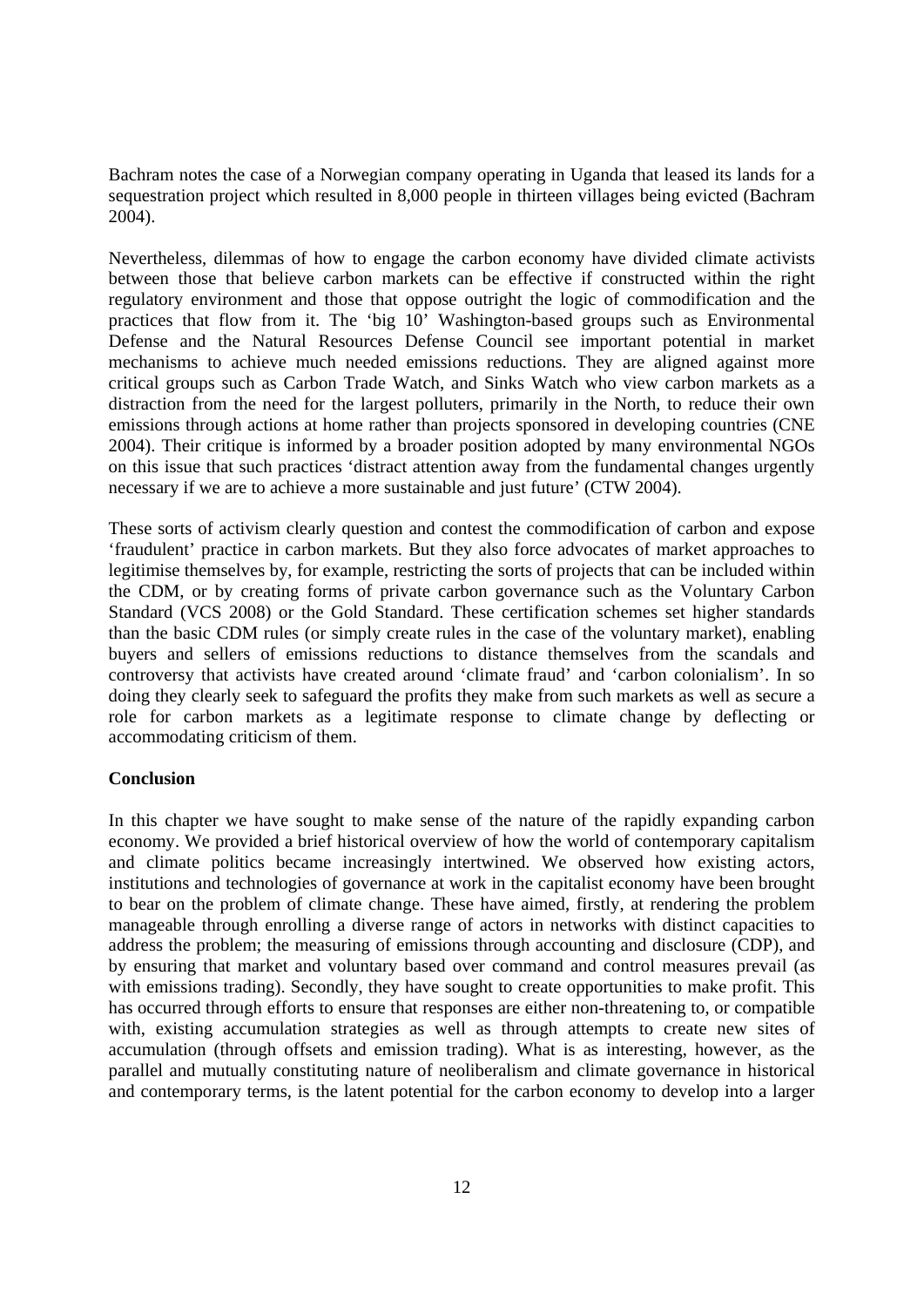Bachram notes the case of a Norwegian company operating in Uganda that leased its lands for a sequestration project which resulted in 8,000 people in thirteen villages being evicted (Bachram 2004).

Nevertheless, dilemmas of how to engage the carbon economy have divided climate activists between those that believe carbon markets can be effective if constructed within the right regulatory environment and those that oppose outright the logic of commodification and the practices that flow from it. The 'big 10' Washington-based groups such as Environmental Defense and the Natural Resources Defense Council see important potential in market mechanisms to achieve much needed emissions reductions. They are aligned against more critical groups such as Carbon Trade Watch, and Sinks Watch who view carbon markets as a distraction from the need for the largest polluters, primarily in the North, to reduce their own emissions through actions at home rather than projects sponsored in developing countries (CNE 2004). Their critique is informed by a broader position adopted by many environmental NGOs on this issue that such practices 'distract attention away from the fundamental changes urgently necessary if we are to achieve a more sustainable and just future' (CTW 2004).

These sorts of activism clearly question and contest the commodification of carbon and expose 'fraudulent' practice in carbon markets. But they also force advocates of market approaches to legitimise themselves by, for example, restricting the sorts of projects that can be included within the CDM, or by creating forms of private carbon governance such as the Voluntary Carbon Standard (VCS 2008) or the Gold Standard. These certification schemes set higher standards than the basic CDM rules (or simply create rules in the case of the voluntary market), enabling buyers and sellers of emissions reductions to distance themselves from the scandals and controversy that activists have created around 'climate fraud' and 'carbon colonialism'. In so doing they clearly seek to safeguard the profits they make from such markets as well as secure a role for carbon markets as a legitimate response to climate change by deflecting or accommodating criticism of them.

**Conclusion**

In this chapter we have sought to make sense of the nature of the rapidly expanding carbon economy. We provided a brief historical overview of how the world of contemporary capitalism and climate politics became increasingly intertwined. We observed how existing actors, institutions and technologies of governance at work in the capitalist economy have been brought to bear on the problem of climate change. These have aimed, firstly, at rendering the problem manageable through enrolling a diverse range of actors in networks with distinct capacities to address the problem; the measuring of emissions through accounting and disclosure (CDP), and by ensuring that market and voluntary based over command and control measures prevail (as with emissions trading). Secondly, they have sought to create opportunities to make profit. This has occurred through efforts to ensure that responses are either non-threatening to, or compatible with, existing accumulation strategies as well as through attempts to create new sites of accumulation (through offsets and emission trading). What is as interesting, however, as the parallel and mutually constituting nature of neoliberalism and climate governance in historical and contemporary terms, is the latent potential for the carbon economy to develop into a larger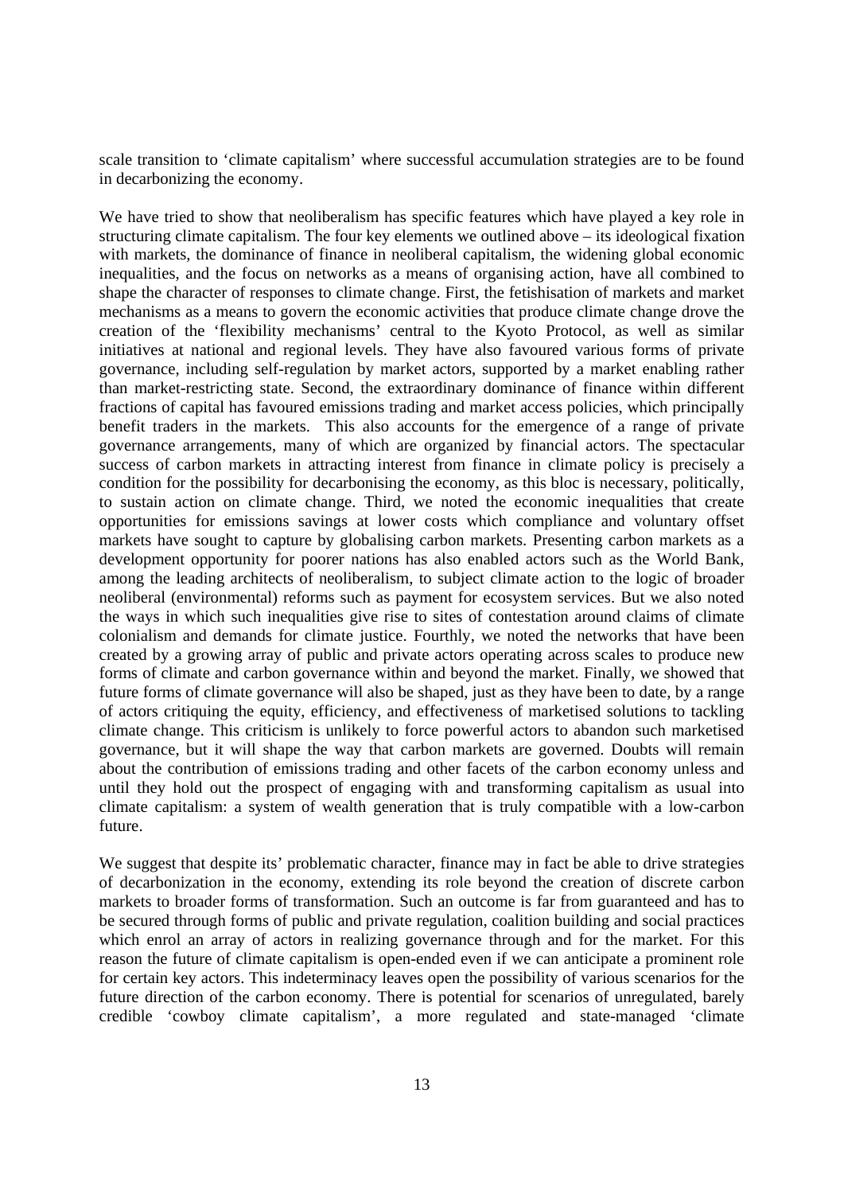scale transition to 'climate capitalism' where successful accumulation strategies are to be found in decarbonizing the economy.

We have tried to show that neoliberalism has specific features which have played a key role in structuring climate capitalism. The four key elements we outlined above – its ideological fixation with markets, the dominance of finance in neoliberal capitalism, the widening global economic inequalities, and the focus on networks as a means of organising action, have all combined to shape the character of responses to climate change. First, the fetishisation of markets and market mechanisms as a means to govern the economic activities that produce climate change drove the creation of the 'flexibility mechanisms' central to the Kyoto Protocol, as well as similar initiatives at national and regional levels. They have also favoured various forms of private governance, including self-regulation by market actors, supported by a market enabling rather than market-restricting state. Second, the extraordinary dominance of finance within different fractions of capital has favoured emissions trading and market access policies, which principally benefit traders in the markets. This also accounts for the emergence of a range of private governance arrangements, many of which are organized by financial actors. The spectacular success of carbon markets in attracting interest from finance in climate policy is precisely a condition for the possibility for decarbonising the economy, as this bloc is necessary, politically, to sustain action on climate change. Third, we noted the economic inequalities that create opportunities for emissions savings at lower costs which compliance and voluntary offset markets have sought to capture by globalising carbon markets. Presenting carbon markets as a development opportunity for poorer nations has also enabled actors such as the World Bank, among the leading architects of neoliberalism, to subject climate action to the logic of broader neoliberal (environmental) reforms such as payment for ecosystem services. But we also noted the ways in which such inequalities give rise to sites of contestation around claims of climate colonialism and demands for climate justice. Fourthly, we noted the networks that have been created by a growing array of public and private actors operating across scales to produce new forms of climate and carbon governance within and beyond the market. Finally, we showed that future forms of climate governance will also be shaped, just as they have been to date, by a range of actors critiquing the equity, efficiency, and effectiveness of marketised solutions to tackling climate change. This criticism is unlikely to force powerful actors to abandon such marketised governance, but it will shape the way that carbon markets are governed. Doubts will remain about the contribution of emissions trading and other facets of the carbon economy unless and until they hold out the prospect of engaging with and transforming capitalism as usual into climate capitalism: a system of wealth generation that is truly compatible with a low-carbon future.

We suggest that despite its' problematic character, finance may in fact be able to drive strategies of decarbonization in the economy, extending its role beyond the creation of discrete carbon markets to broader forms of transformation. Such an outcome is far from guaranteed and has to be secured through forms of public and private regulation, coalition building and social practices which enrol an array of actors in realizing governance through and for the market. For this reason the future of climate capitalism is open-ended even if we can anticipate a prominent role for certain key actors. This indeterminacy leaves open the possibility of various scenarios for the future direction of the carbon economy. There is potential for scenarios of unregulated, barely credible 'cowboy climate capitalism', a more regulated and state-managed 'climate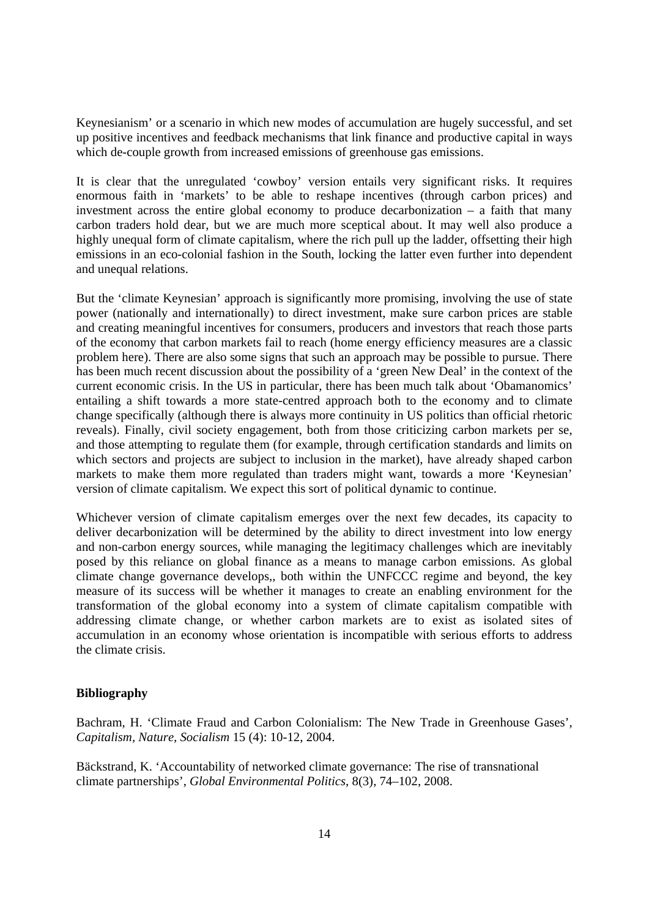Keynesianism' or a scenario in which new modes of accumulation are hugely successful, and set up positive incentives and feedback mechanisms that link finance and productive capital in ways which de-couple growth from increased emissions of greenhouse gas emissions.

It is clear that the unregulated 'cowboy' version entails very significant risks. It requires enormous faith in 'markets' to be able to reshape incentives (through carbon prices) and investment across the entire global economy to produce decarbonization – a faith that many carbon traders hold dear, but we are much more sceptical about. It may well also produce a highly unequal form of climate capitalism, where the rich pull up the ladder, offsetting their high emissions in an eco-colonial fashion in the South, locking the latter even further into dependent and unequal relations.

But the 'climate Keynesian' approach is significantly more promising, involving the use of state power (nationally and internationally) to direct investment, make sure carbon prices are stable and creating meaningful incentives for consumers, producers and investors that reach those parts of the economy that carbon markets fail to reach (home energy efficiency measures are a classic problem here). There are also some signs that such an approach may be possible to pursue. There has been much recent discussion about the possibility of a 'green New Deal' in the context of the current economic crisis. In the US in particular, there has been much talk about 'Obamanomics' entailing a shift towards a more state-centred approach both to the economy and to climate change specifically (although there is always more continuity in US politics than official rhetoric reveals). Finally, civil society engagement, both from those criticizing carbon markets per se, and those attempting to regulate them (for example, through certification standards and limits on which sectors and projects are subject to inclusion in the market), have already shaped carbon markets to make them more regulated than traders might want, towards a more 'Keynesian' version of climate capitalism. We expect this sort of political dynamic to continue.

Whichever version of climate capitalism emerges over the next few decades, its capacity to deliver decarbonization will be determined by the ability to direct investment into low energy and non-carbon energy sources, while managing the legitimacy challenges which are inevitably posed by this reliance on global finance as a means to manage carbon emissions. As global climate change governance develops,, both within the UNFCCC regime and beyond, the key measure of its success will be whether it manages to create an enabling environment for the transformation of the global economy into a system of climate capitalism compatible with addressing climate change, or whether carbon markets are to exist as isolated sites of accumulation in an economy whose orientation is incompatible with serious efforts to address the climate crisis.

**Bibliography**

Bachram, H. 'Climate Fraud and Carbon Colonialism: The New Trade in Greenhouse Gases', *Capitalism, Nature, Socialism* 15 (4): 10-12, 2004.

Bäckstrand, K. 'Accountability of networked climate governance: The rise of transnational climate partnerships', *Global Environmental Politics*, 8(3), 74–102, 2008.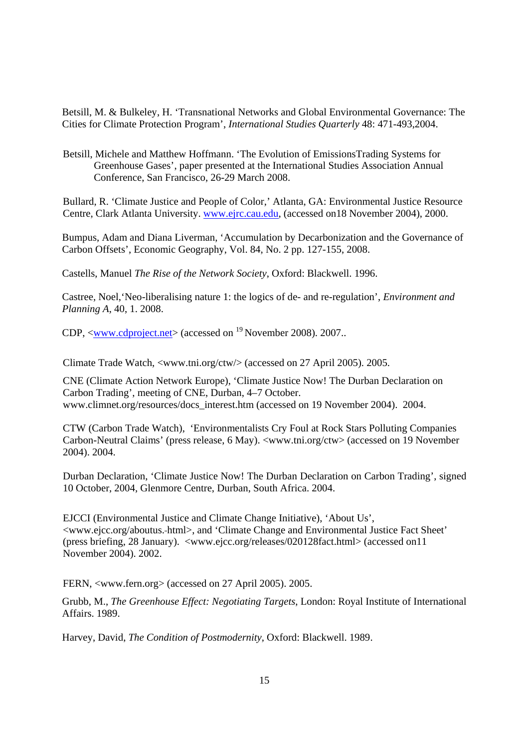Betsill, M. & Bulkeley, H. 'Transnational Networks and Global Environmental Governance: The Cities for Climate Protection Program', *International Studies Quarterly* 48: 471-493,2004.

Betsill, Michele and Matthew Hoffmann. 'The Evolution of EmissionsTrading Systems for Greenhouse Gases', paper presented at the International Studies Association Annual Conference, San Francisco, 26-29 March 2008.

Bullard, R. 'Climate Justice and People of Color,' Atlanta, GA: Environmental Justice Resource Centre, Clark Atlanta University. www.ejrc.cau.edu, (accessed on18 November 2004), 2000.

Bumpus, Adam and Diana Liverman, 'Accumulation by Decarbonization and the Governance of Carbon Offsets', Economic Geography, Vol. 84, No. 2 pp. 127-155, 2008.

Castells, Manuel *The Rise of the Network Society*, Oxford: Blackwell. 1996.

Castree, Noel,'Neo-liberalising nature 1: the logics of de- and re-regulation', *Environment and Planning A*, 40, 1. 2008.

CDP, <www.cdproject.net> (accessed on [19] November 2008). 2007..

Climate Trade Watch, <www.tni.org/ctw/> (accessed on 27 April 2005). 2005.

CNE (Climate Action Network Europe), 'Climate Justice Now! The Durban Declaration on Carbon Trading', meeting of CNE, Durban, 4–7 October. www.climnet.org/resources/docs_interest.htm (accessed on 19 November 2004). 2004.

CTW (Carbon Trade Watch), 'Environmentalists Cry Foul at Rock Stars Polluting Companies Carbon-Neutral Claims' (press release, 6 May). <www.tni.org/ctw> (accessed on 19 November 2004). 2004.

Durban Declaration, 'Climate Justice Now! The Durban Declaration on Carbon Trading', signed 10 October, 2004, Glenmore Centre, Durban, South Africa. 2004.

EJCCI (Environmental Justice and Climate Change Initiative), 'About Us', <www.ejcc.org/aboutus.-html>, and 'Climate Change and Environmental Justice Fact Sheet' (press briefing, 28 January). <www.ejcc.org/releases/020128fact.html> (accessed on11 November 2004). 2002.

FERN, <www.fern.org> (accessed on 27 April 2005). 2005.

Grubb, M., *The Greenhouse Effect: Negotiating Targets*, London: Royal Institute of International Affairs. 1989.

Harvey, David, *The Condition of Postmodernity*, Oxford: Blackwell. 1989.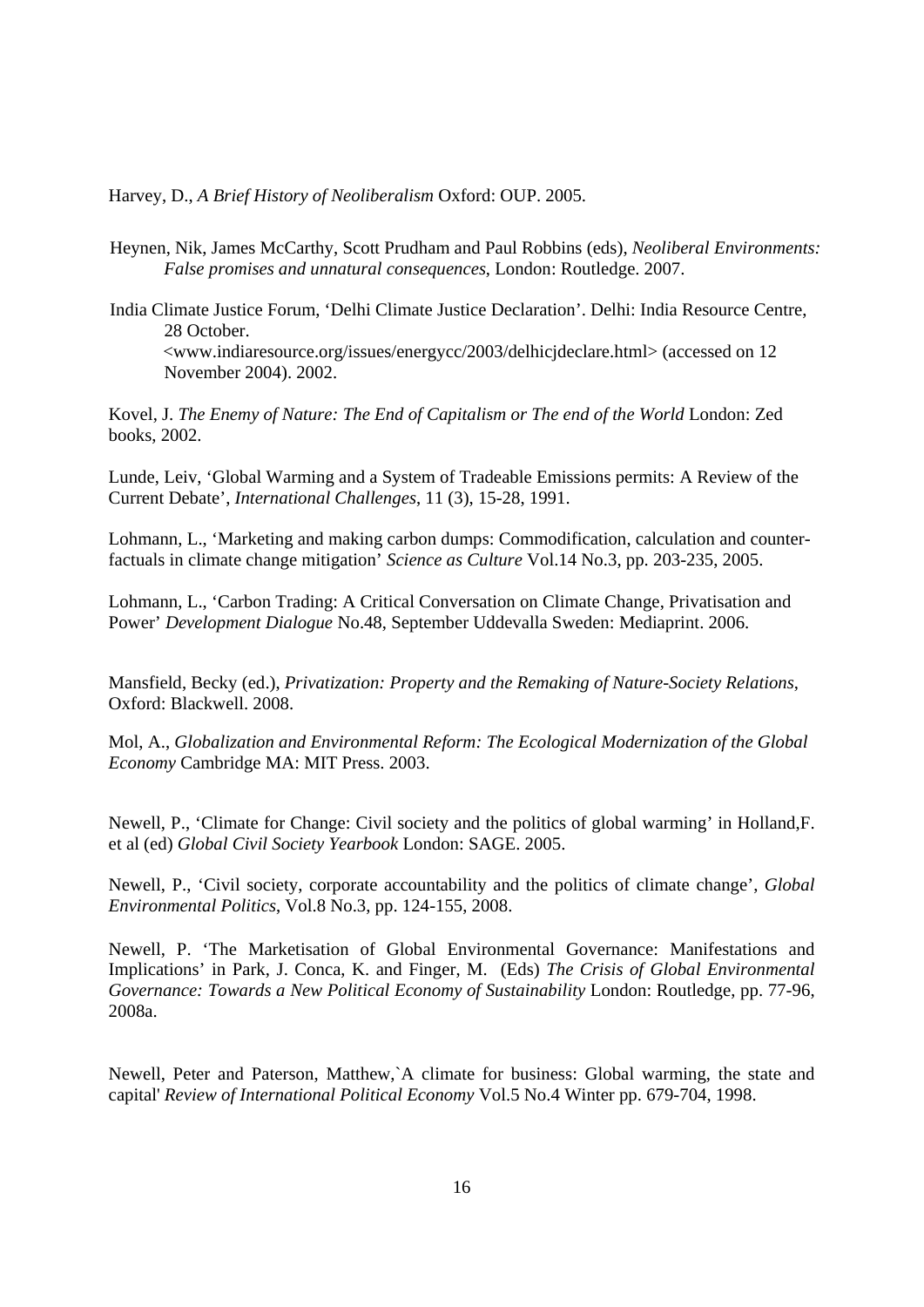Harvey, D., *A Brief History of Neoliberalism* Oxford: OUP. 2005.

Heynen, Nik, James McCarthy, Scott Prudham and Paul Robbins (eds), *Neoliberal Environments: False promises and unnatural consequences*, London: Routledge. 2007.

India Climate Justice Forum, 'Delhi Climate Justice Declaration'. Delhi: India Resource Centre, 28 October. <www.indiaresource.org/issues/energycc/2003/delhicjdeclare.html> (accessed on 12 November 2004). 2002.

Kovel, J. *The Enemy of Nature: The End of Capitalism or The end of the World* London: Zed books, 2002.

Lunde, Leiv, 'Global Warming and a System of Tradeable Emissions permits: A Review of the Current Debate', *International Challenges*, 11 (3), 15-28, 1991.

Lohmann, L., 'Marketing and making carbon dumps: Commodification, calculation and counter-factuals in climate change mitigation' *Science as Culture* Vol.14 No.3, pp. 203-235, 2005.

Lohmann, L., 'Carbon Trading: A Critical Conversation on Climate Change, Privatisation and Power' *Development Dialogue* No.48, September Uddevalla Sweden: Mediaprint. 2006.

Mansfield, Becky (ed.), *Privatization: Property and the Remaking of Nature-Society Relations*, Oxford: Blackwell. 2008.

Mol, A., *Globalization and Environmental Reform: The Ecological Modernization of the Global Economy* Cambridge MA: MIT Press. 2003.

Newell, P., 'Climate for Change: Civil society and the politics of global warming' in Holland,F. et al (ed) *Global Civil Society Yearbook* London: SAGE. 2005.

Newell, P., 'Civil society, corporate accountability and the politics of climate change', *Global Environmental Politics*, Vol.8 No.3, pp. 124-155, 2008.

Newell, P. 'The Marketisation of Global Environmental Governance: Manifestations and Implications' in Park, J. Conca, K. and Finger, M. (Eds) *The Crisis of Global Environmental Governance: Towards a New Political Economy of Sustainability* London: Routledge, pp. 77-96, 2008a.

Newell, Peter and Paterson, Matthew,`A climate for business: Global warming, the state and capital' *Review of International Political Economy* Vol.5 No.4 Winter pp. 679-704, 1998.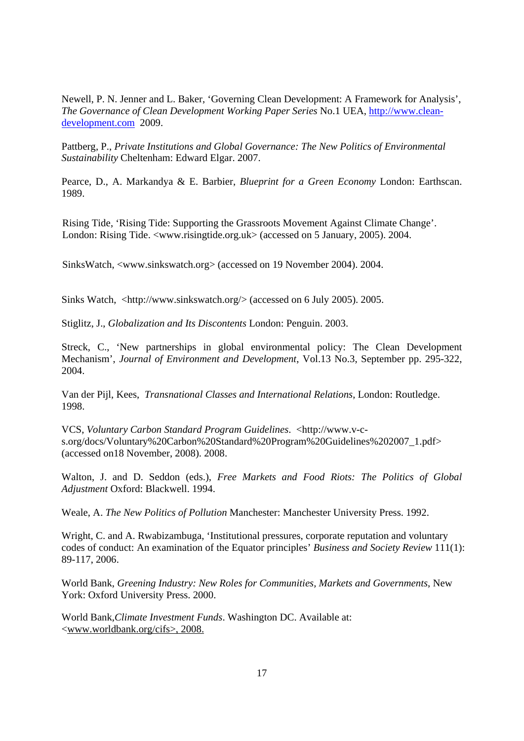Newell, P. N. Jenner and L. Baker, 'Governing Clean Development: A Framework for Analysis', *The Governance of Clean Development Working Paper Series* No.1 UEA, http://www.clean-development.com 2009.

Pattberg, P., *Private Institutions and Global Governance: The New Politics of Environmental Sustainability* Cheltenham: Edward Elgar. 2007.

Pearce, D., A. Markandya & E. Barbier, *Blueprint for a Green Economy* London: Earthscan. 1989.

Rising Tide, 'Rising Tide: Supporting the Grassroots Movement Against Climate Change'. London: Rising Tide. <www.risingtide.org.uk> (accessed on 5 January, 2005). 2004.

SinksWatch, <www.sinkswatch.org> (accessed on 19 November 2004). 2004.

Sinks Watch, <http://www.sinkswatch.org/> (accessed on 6 July 2005). 2005.

Stiglitz, J., *Globalization and Its Discontents* London: Penguin. 2003.

Streck, C., 'New partnerships in global environmental policy: The Clean Development Mechanism', *Journal of Environment and Development*, Vol.13 No.3, September pp. 295-322, 2004.

Van der Pijl, Kees, *Transnational Classes and International Relations*, London: Routledge. 1998.

VCS, *Voluntary Carbon Standard Program Guidelines*. <http://www.v-c-s.org/docs/Voluntary%20Carbon%20Standard%20Program%20Guidelines%202007_1.pdf> (accessed on18 November, 2008). 2008.

Walton, J. and D. Seddon (eds.), *Free Markets and Food Riots: The Politics of Global Adjustment* Oxford: Blackwell. 1994.

Weale, A. *The New Politics of Pollution* Manchester: Manchester University Press. 1992.

Wright, C. and A. Rwabizambuga, 'Institutional pressures, corporate reputation and voluntary codes of conduct: An examination of the Equator principles' *Business and Society Review* 111(1): 89-117, 2006.

World Bank, *Greening Industry: New Roles for Communities, Markets and Governments*, New York: Oxford University Press. 2000.

World Bank,*Climate Investment Funds*. Washington DC. Available at: <www.worldbank.org/cifs>, 2008.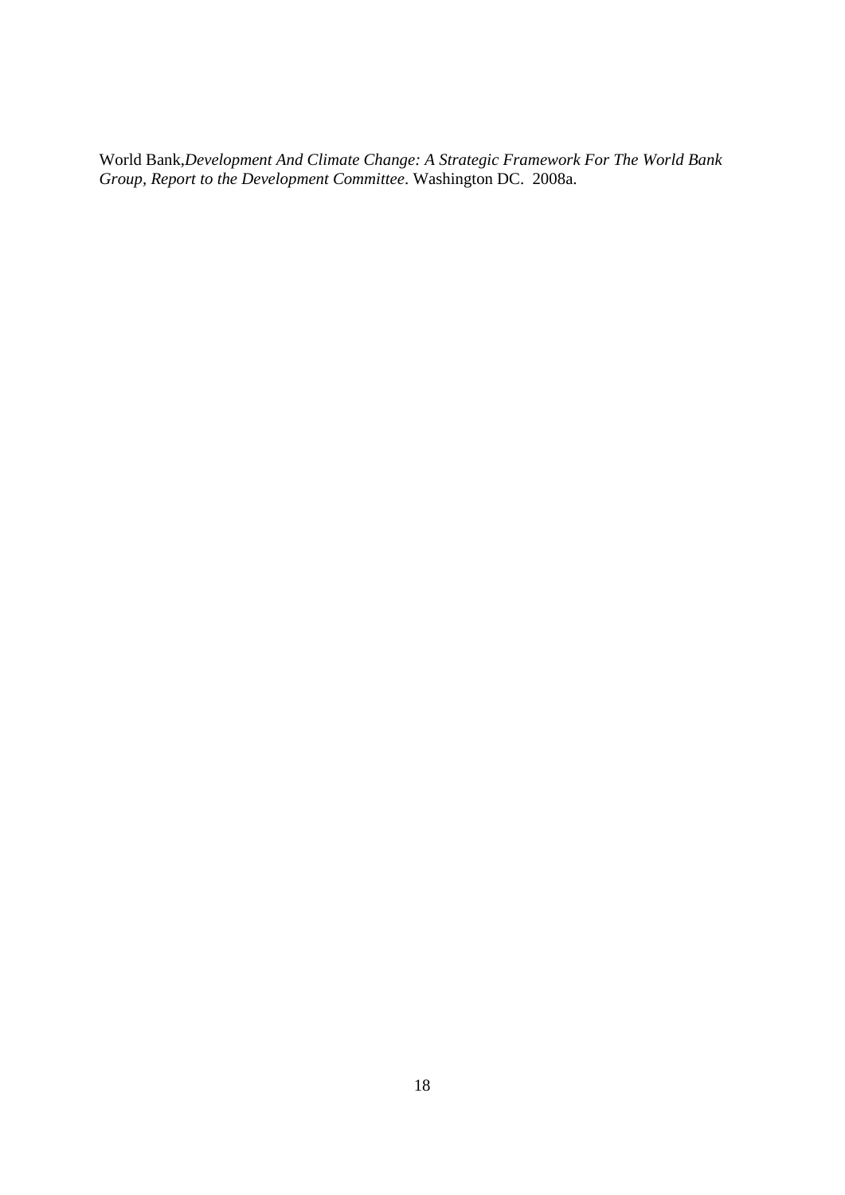World Bank,*Development And Climate Change: A Strategic Framework For The World Bank Group, Report to the Development Committee*. Washington DC. 2008a.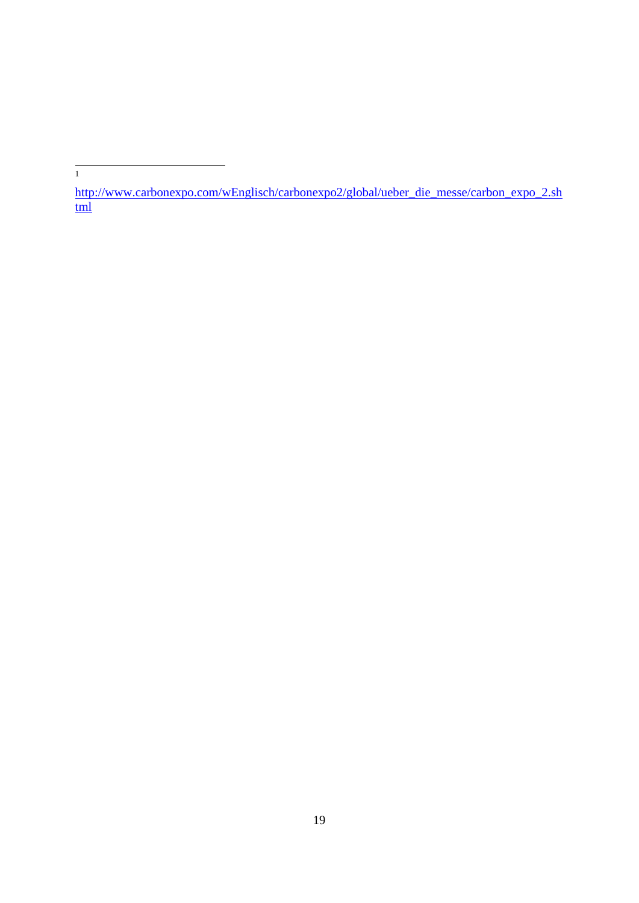[1] http://www.carbonexpo.com/wEnglisch/carbonexpo2/global/ueber_die_messe/carbon_expo_2.shtml